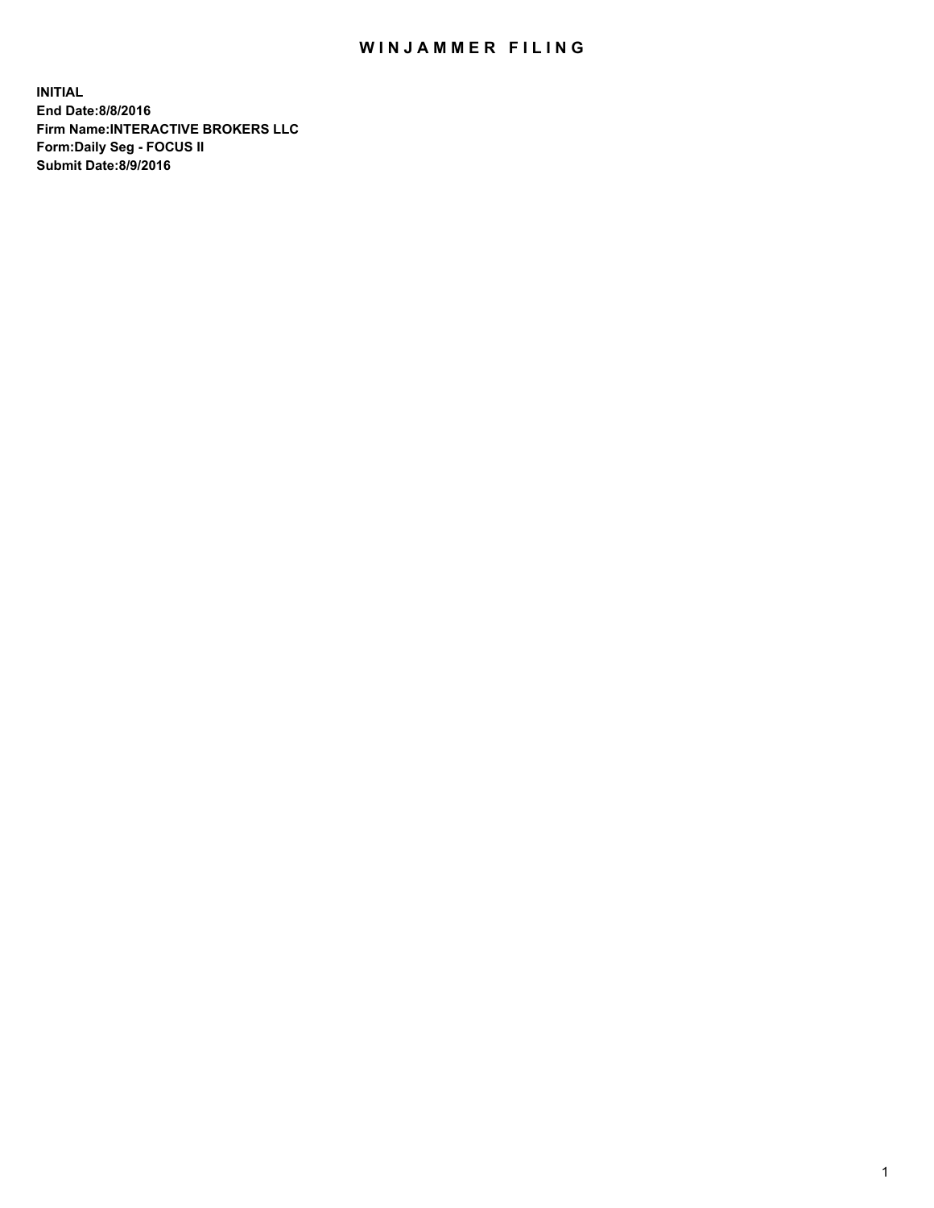# WINJAMMER FILING

**INITIAL**
**End Date:8/8/2016**
**Firm Name:INTERACTIVE BROKERS LLC**
**Form:Daily Seg - FOCUS II**
**Submit Date:8/9/2016**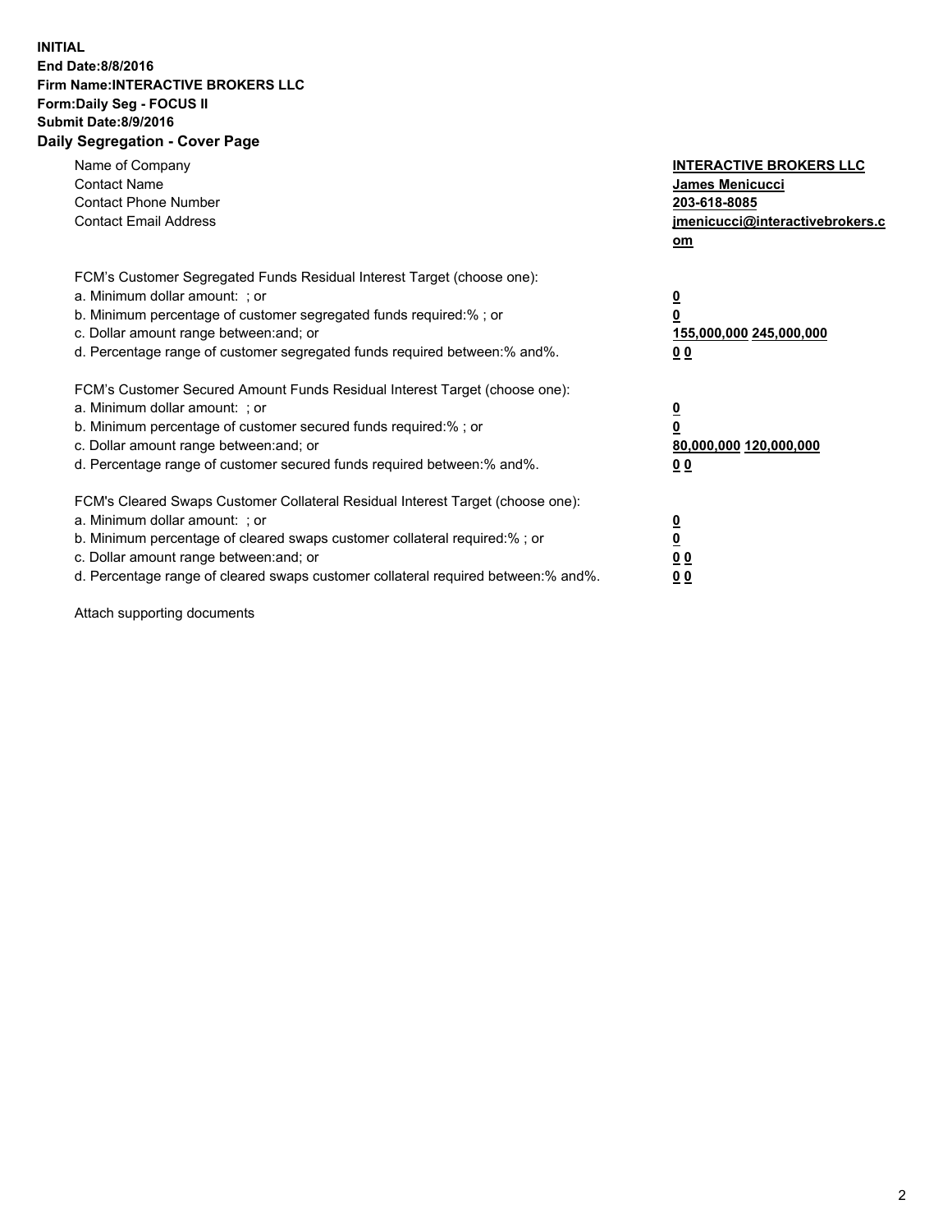**INITIAL**
**End Date:8/8/2016**
**Firm Name:INTERACTIVE BROKERS LLC**
**Form:Daily Seg - FOCUS II**
**Submit Date:8/9/2016**
**Daily Segregation - Cover Page**

| | |
|---|---|
| Name of Company | **INTERACTIVE BROKERS LLC** |
| Contact Name | **James Menicucci** |
| Contact Phone Number | **203-618-8085** |
| Contact Email Address | **jmenicucci@interactivebrokers.com** |

| | |
|---|---|
| FCM's Customer Segregated Funds Residual Interest Target (choose one): | |
| a. Minimum dollar amount: ; or | **0** |
| b. Minimum percentage of customer segregated funds required:% ; or | **0** |
| c. Dollar amount range between:and; or | **155,000,000 245,000,000** |
| d. Percentage range of customer segregated funds required between:% and%. | **0 0** |

| | |
|---|---|
| FCM's Customer Secured Amount Funds Residual Interest Target (choose one): | |
| a. Minimum dollar amount: ; or | **0** |
| b. Minimum percentage of customer secured funds required:% ; or | **0** |
| c. Dollar amount range between:and; or | **80,000,000 120,000,000** |
| d. Percentage range of customer secured funds required between:% and%. | **0 0** |

| | |
|---|---|
| FCM's Cleared Swaps Customer Collateral Residual Interest Target (choose one): | |
| a. Minimum dollar amount: ; or | **0** |
| b. Minimum percentage of cleared swaps customer collateral required:% ; or | **0** |
| c. Dollar amount range between:and; or | **0 0** |
| d. Percentage range of cleared swaps customer collateral required between:% and%. | **0 0** |

Attach supporting documents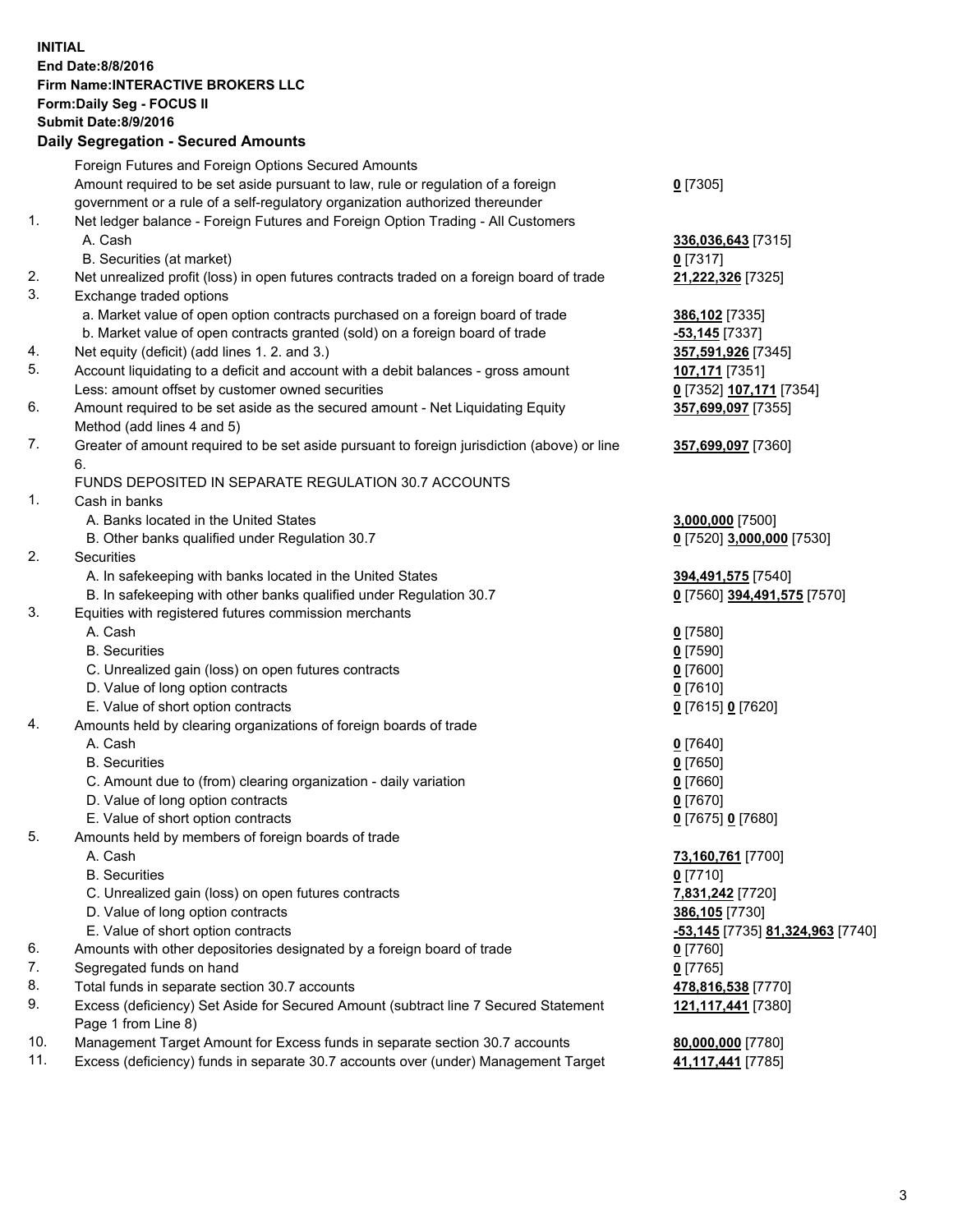**INITIAL**
**End Date:8/8/2016**
**Firm Name:INTERACTIVE BROKERS LLC**
**Form:Daily Seg - FOCUS II**
**Submit Date:8/9/2016**

## Daily Segregation - Secured Amounts

| | | |
|---|---|---|
| | Foreign Futures and Foreign Options Secured Amounts | |
| | Amount required to be set aside pursuant to law, rule or regulation of a foreign government or a rule of a self-regulatory organization authorized thereunder | 0 [7305] |
| 1. | Net ledger balance - Foreign Futures and Foreign Option Trading - All Customers | |
| | A. Cash | 336,036,643 [7315] |
| | B. Securities (at market) | 0 [7317] |
| 2. | Net unrealized profit (loss) in open futures contracts traded on a foreign board of trade | 21,222,326 [7325] |
| 3. | Exchange traded options | |
| | a. Market value of open option contracts purchased on a foreign board of trade | 386,102 [7335] |
| | b. Market value of open contracts granted (sold) on a foreign board of trade | -53,145 [7337] |
| 4. | Net equity (deficit) (add lines 1. 2. and 3.) | 357,591,926 [7345] |
| 5. | Account liquidating to a deficit and account with a debit balances - gross amount | 107,171 [7351] |
| | Less: amount offset by customer owned securities | 0 [7352] 107,171 [7354] |
| 6. | Amount required to be set aside as the secured amount - Net Liquidating Equity Method (add lines 4 and 5) | 357,699,097 [7355] |
| 7. | Greater of amount required to be set aside pursuant to foreign jurisdiction (above) or line 6. | 357,699,097 [7360] |
| | FUNDS DEPOSITED IN SEPARATE REGULATION 30.7 ACCOUNTS | |
| 1. | Cash in banks | |
| | A. Banks located in the United States | 3,000,000 [7500] |
| | B. Other banks qualified under Regulation 30.7 | 0 [7520] 3,000,000 [7530] |
| 2. | Securities | |
| | A. In safekeeping with banks located in the United States | 394,491,575 [7540] |
| | B. In safekeeping with other banks qualified under Regulation 30.7 | 0 [7560] 394,491,575 [7570] |
| 3. | Equities with registered futures commission merchants | |
| | A. Cash | 0 [7580] |
| | B. Securities | 0 [7590] |
| | C. Unrealized gain (loss) on open futures contracts | 0 [7600] |
| | D. Value of long option contracts | 0 [7610] |
| | E. Value of short option contracts | 0 [7615] 0 [7620] |
| 4. | Amounts held by clearing organizations of foreign boards of trade | |
| | A. Cash | 0 [7640] |
| | B. Securities | 0 [7650] |
| | C. Amount due to (from) clearing organization - daily variation | 0 [7660] |
| | D. Value of long option contracts | 0 [7670] |
| | E. Value of short option contracts | 0 [7675] 0 [7680] |
| 5. | Amounts held by members of foreign boards of trade | |
| | A. Cash | 73,160,761 [7700] |
| | B. Securities | 0 [7710] |
| | C. Unrealized gain (loss) on open futures contracts | 7,831,242 [7720] |
| | D. Value of long option contracts | 386,105 [7730] |
| | E. Value of short option contracts | -53,145 [7735] 81,324,963 [7740] |
| 6. | Amounts with other depositories designated by a foreign board of trade | 0 [7760] |
| 7. | Segregated funds on hand | 0 [7765] |
| 8. | Total funds in separate section 30.7 accounts | 478,816,538 [7770] |
| 9. | Excess (deficiency) Set Aside for Secured Amount (subtract line 7 Secured Statement Page 1 from Line 8) | 121,117,441 [7380] |
| 10. | Management Target Amount for Excess funds in separate section 30.7 accounts | 80,000,000 [7780] |
| 11. | Excess (deficiency) funds in separate 30.7 accounts over (under) Management Target | 41,117,441 [7785] |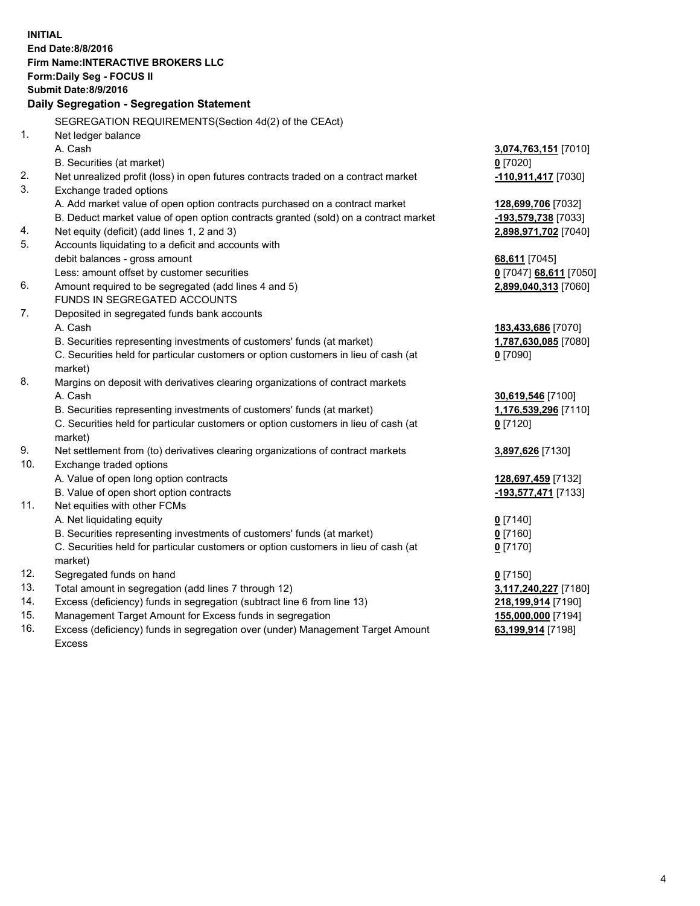**INITIAL**
**End Date:8/8/2016**
**Firm Name:INTERACTIVE BROKERS LLC**
**Form:Daily Seg - FOCUS II**
**Submit Date:8/9/2016**

## Daily Segregation - Segregation Statement

SEGREGATION REQUIREMENTS(Section 4d(2) of the CEAct)

| | | |
|---|---|---|
| 1. | Net ledger balance | |
| | A. Cash | **3,074,763,151** [7010] |
| | B. Securities (at market) | **0** [7020] |
| 2. | Net unrealized profit (loss) in open futures contracts traded on a contract market | **-110,911,417** [7030] |
| 3. | Exchange traded options | |
| | A. Add market value of open option contracts purchased on a contract market | **128,699,706** [7032] |
| | B. Deduct market value of open option contracts granted (sold) on a contract market | **-193,579,738** [7033] |
| 4. | Net equity (deficit) (add lines 1, 2 and 3) | **2,898,971,702** [7040] |
| 5. | Accounts liquidating to a deficit and accounts with | |
| | debit balances - gross amount | **68,611** [7045] |
| | Less: amount offset by customer securities | **0** [7047] **68,611** [7050] |
| 6. | Amount required to be segregated (add lines 4 and 5) | **2,899,040,313** [7060] |
| | FUNDS IN SEGREGATED ACCOUNTS | |
| 7. | Deposited in segregated funds bank accounts | |
| | A. Cash | **183,433,686** [7070] |
| | B. Securities representing investments of customers' funds (at market) | **1,787,630,085** [7080] |
| | C. Securities held for particular customers or option customers in lieu of cash (at market) | **0** [7090] |
| 8. | Margins on deposit with derivatives clearing organizations of contract markets | |
| | A. Cash | **30,619,546** [7100] |
| | B. Securities representing investments of customers' funds (at market) | **1,176,539,296** [7110] |
| | C. Securities held for particular customers or option customers in lieu of cash (at market) | **0** [7120] |
| 9. | Net settlement from (to) derivatives clearing organizations of contract markets | **3,897,626** [7130] |
| 10. | Exchange traded options | |
| | A. Value of open long option contracts | **128,697,459** [7132] |
| | B. Value of open short option contracts | **-193,577,471** [7133] |
| 11. | Net equities with other FCMs | |
| | A. Net liquidating equity | **0** [7140] |
| | B. Securities representing investments of customers' funds (at market) | **0** [7160] |
| | C. Securities held for particular customers or option customers in lieu of cash (at market) | **0** [7170] |
| 12. | Segregated funds on hand | **0** [7150] |
| 13. | Total amount in segregation (add lines 7 through 12) | **3,117,240,227** [7180] |
| 14. | Excess (deficiency) funds in segregation (subtract line 6 from line 13) | **218,199,914** [7190] |
| 15. | Management Target Amount for Excess funds in segregation | **155,000,000** [7194] |
| 16. | Excess (deficiency) funds in segregation over (under) Management Target Amount Excess | **63,199,914** [7198] |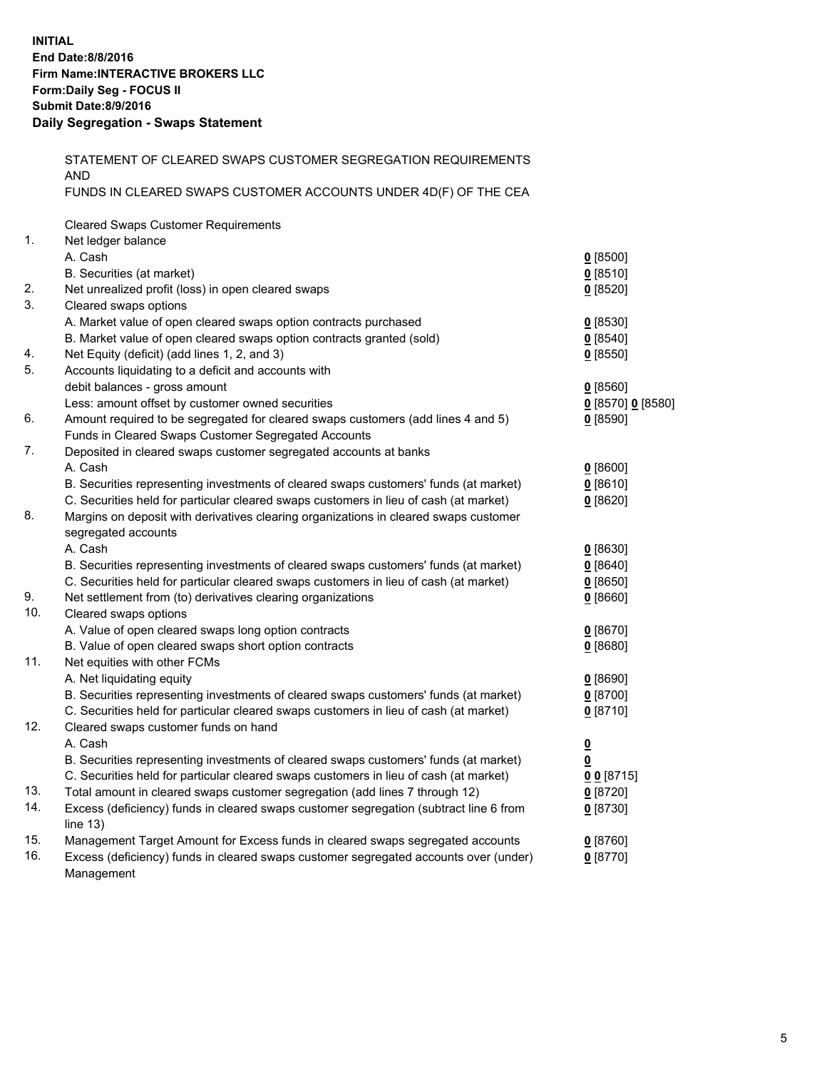**INITIAL**
**End Date:8/8/2016**
**Firm Name:INTERACTIVE BROKERS LLC**
**Form:Daily Seg - FOCUS II**
**Submit Date:8/9/2016**
**Daily Segregation - Swaps Statement**

STATEMENT OF CLEARED SWAPS CUSTOMER SEGREGATION REQUIREMENTS AND FUNDS IN CLEARED SWAPS CUSTOMER ACCOUNTS UNDER 4D(F) OF THE CEA

| | | |
|---|---|---|
| | Cleared Swaps Customer Requirements | |
| 1. | Net ledger balance | |
| | A. Cash | 0 [8500] |
| | B. Securities (at market) | 0 [8510] |
| 2. | Net unrealized profit (loss) in open cleared swaps | 0 [8520] |
| 3. | Cleared swaps options | |
| | A. Market value of open cleared swaps option contracts purchased | 0 [8530] |
| | B. Market value of open cleared swaps option contracts granted (sold) | 0 [8540] |
| 4. | Net Equity (deficit) (add lines 1, 2, and 3) | 0 [8550] |
| 5. | Accounts liquidating to a deficit and accounts with | |
| | debit balances - gross amount | 0 [8560] |
| | Less: amount offset by customer owned securities | 0 [8570] 0 [8580] |
| 6. | Amount required to be segregated for cleared swaps customers (add lines 4 and 5) | 0 [8590] |
| | Funds in Cleared Swaps Customer Segregated Accounts | |
| 7. | Deposited in cleared swaps customer segregated accounts at banks | |
| | A. Cash | 0 [8600] |
| | B. Securities representing investments of cleared swaps customers' funds (at market) | 0 [8610] |
| | C. Securities held for particular cleared swaps customers in lieu of cash (at market) | 0 [8620] |
| 8. | Margins on deposit with derivatives clearing organizations in cleared swaps customer segregated accounts | |
| | A. Cash | 0 [8630] |
| | B. Securities representing investments of cleared swaps customers' funds (at market) | 0 [8640] |
| | C. Securities held for particular cleared swaps customers in lieu of cash (at market) | 0 [8650] |
| 9. | Net settlement from (to) derivatives clearing organizations | 0 [8660] |
| 10. | Cleared swaps options | |
| | A. Value of open cleared swaps long option contracts | 0 [8670] |
| | B. Value of open cleared swaps short option contracts | 0 [8680] |
| 11. | Net equities with other FCMs | |
| | A. Net liquidating equity | 0 [8690] |
| | B. Securities representing investments of cleared swaps customers' funds (at market) | 0 [8700] |
| | C. Securities held for particular cleared swaps customers in lieu of cash (at market) | 0 [8710] |
| 12. | Cleared swaps customer funds on hand | |
| | A. Cash | 0 |
| | B. Securities representing investments of cleared swaps customers' funds (at market) | 0 |
| | C. Securities held for particular cleared swaps customers in lieu of cash (at market) | 0 0 [8715] |
| 13. | Total amount in cleared swaps customer segregation (add lines 7 through 12) | 0 [8720] |
| 14. | Excess (deficiency) funds in cleared swaps customer segregation (subtract line 6 from line 13) | 0 [8730] |
| 15. | Management Target Amount for Excess funds in cleared swaps segregated accounts | 0 [8760] |
| 16. | Excess (deficiency) funds in cleared swaps customer segregated accounts over (under) Management | 0 [8770] |